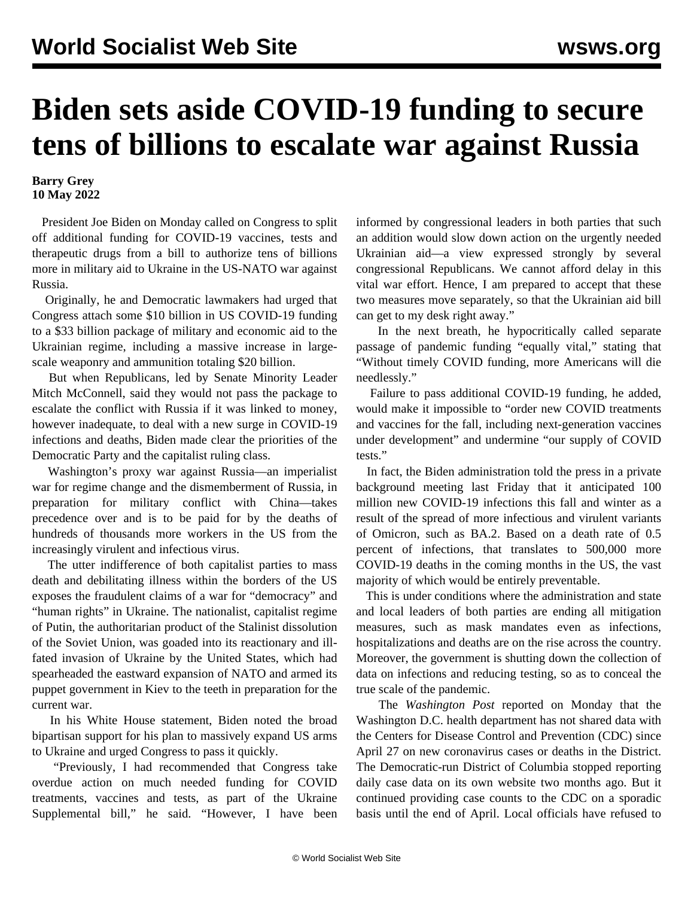# Biden sets aside COVID-19 funding to secure tens of billions to escalate war against Russia

**Barry Grey**
**10 May 2022**

President Joe Biden on Monday called on Congress to split off additional funding for COVID-19 vaccines, tests and therapeutic drugs from a bill to authorize tens of billions more in military aid to Ukraine in the US-NATO war against Russia.

Originally, he and Democratic lawmakers had urged that Congress attach some $10 billion in US COVID-19 funding to a $33 billion package of military and economic aid to the Ukrainian regime, including a massive increase in large-scale weaponry and ammunition totaling $20 billion.

But when Republicans, led by Senate Minority Leader Mitch McConnell, said they would not pass the package to escalate the conflict with Russia if it was linked to money, however inadequate, to deal with a new surge in COVID-19 infections and deaths, Biden made clear the priorities of the Democratic Party and the capitalist ruling class.

Washington's proxy war against Russia—an imperialist war for regime change and the dismemberment of Russia, in preparation for military conflict with China—takes precedence over and is to be paid for by the deaths of hundreds of thousands more workers in the US from the increasingly virulent and infectious virus.

The utter indifference of both capitalist parties to mass death and debilitating illness within the borders of the US exposes the fraudulent claims of a war for "democracy" and "human rights" in Ukraine. The nationalist, capitalist regime of Putin, the authoritarian product of the Stalinist dissolution of the Soviet Union, was goaded into its reactionary and ill-fated invasion of Ukraine by the United States, which had spearheaded the eastward expansion of NATO and armed its puppet government in Kiev to the teeth in preparation for the current war.

In his White House statement, Biden noted the broad bipartisan support for his plan to massively expand US arms to Ukraine and urged Congress to pass it quickly.

"Previously, I had recommended that Congress take overdue action on much needed funding for COVID treatments, vaccines and tests, as part of the Ukraine Supplemental bill," he said. "However, I have been informed by congressional leaders in both parties that such an addition would slow down action on the urgently needed Ukrainian aid—a view expressed strongly by several congressional Republicans. We cannot afford delay in this vital war effort. Hence, I am prepared to accept that these two measures move separately, so that the Ukrainian aid bill can get to my desk right away."

In the next breath, he hypocritically called separate passage of pandemic funding "equally vital," stating that "Without timely COVID funding, more Americans will die needlessly."

Failure to pass additional COVID-19 funding, he added, would make it impossible to "order new COVID treatments and vaccines for the fall, including next-generation vaccines under development" and undermine "our supply of COVID tests."

In fact, the Biden administration told the press in a private background meeting last Friday that it anticipated 100 million new COVID-19 infections this fall and winter as a result of the spread of more infectious and virulent variants of Omicron, such as BA.2. Based on a death rate of 0.5 percent of infections, that translates to 500,000 more COVID-19 deaths in the coming months in the US, the vast majority of which would be entirely preventable.

This is under conditions where the administration and state and local leaders of both parties are ending all mitigation measures, such as mask mandates even as infections, hospitalizations and deaths are on the rise across the country. Moreover, the government is shutting down the collection of data on infections and reducing testing, so as to conceal the true scale of the pandemic.

The *Washington Post* reported on Monday that the Washington D.C. health department has not shared data with the Centers for Disease Control and Prevention (CDC) since April 27 on new coronavirus cases or deaths in the District. The Democratic-run District of Columbia stopped reporting daily case data on its own website two months ago. But it continued providing case counts to the CDC on a sporadic basis until the end of April. Local officials have refused to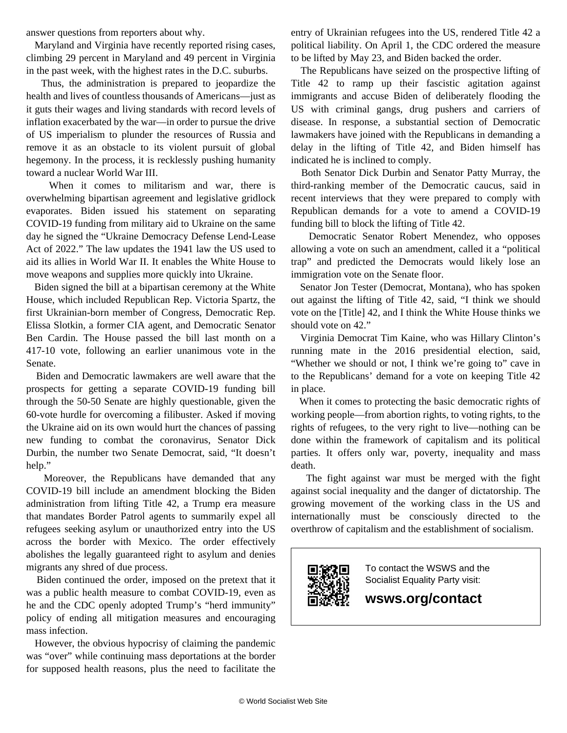answer questions from reporters about why.

Maryland and Virginia have recently reported rising cases, climbing 29 percent in Maryland and 49 percent in Virginia in the past week, with the highest rates in the D.C. suburbs.

Thus, the administration is prepared to jeopardize the health and lives of countless thousands of Americans—just as it guts their wages and living standards with record levels of inflation exacerbated by the war—in order to pursue the drive of US imperialism to plunder the resources of Russia and remove it as an obstacle to its violent pursuit of global hegemony. In the process, it is recklessly pushing humanity toward a nuclear World War III.

When it comes to militarism and war, there is overwhelming bipartisan agreement and legislative gridlock evaporates. Biden issued his statement on separating COVID-19 funding from military aid to Ukraine on the same day he signed the "Ukraine Democracy Defense Lend-Lease Act of 2022." The law updates the 1941 law the US used to aid its allies in World War II. It enables the White House to move weapons and supplies more quickly into Ukraine.

Biden signed the bill at a bipartisan ceremony at the White House, which included Republican Rep. Victoria Spartz, the first Ukrainian-born member of Congress, Democratic Rep. Elissa Slotkin, a former CIA agent, and Democratic Senator Ben Cardin. The House passed the bill last month on a 417-10 vote, following an earlier unanimous vote in the Senate.

Biden and Democratic lawmakers are well aware that the prospects for getting a separate COVID-19 funding bill through the 50-50 Senate are highly questionable, given the 60-vote hurdle for overcoming a filibuster. Asked if moving the Ukraine aid on its own would hurt the chances of passing new funding to combat the coronavirus, Senator Dick Durbin, the number two Senate Democrat, said, "It doesn't help."

Moreover, the Republicans have demanded that any COVID-19 bill include an amendment blocking the Biden administration from lifting Title 42, a Trump era measure that mandates Border Patrol agents to summarily expel all refugees seeking asylum or unauthorized entry into the US across the border with Mexico. The order effectively abolishes the legally guaranteed right to asylum and denies migrants any shred of due process.

Biden continued the order, imposed on the pretext that it was a public health measure to combat COVID-19, even as he and the CDC openly adopted Trump's "herd immunity" policy of ending all mitigation measures and encouraging mass infection.

However, the obvious hypocrisy of claiming the pandemic was "over" while continuing mass deportations at the border for supposed health reasons, plus the need to facilitate the entry of Ukrainian refugees into the US, rendered Title 42 a political liability. On April 1, the CDC ordered the measure to be lifted by May 23, and Biden backed the order.

The Republicans have seized on the prospective lifting of Title 42 to ramp up their fascistic agitation against immigrants and accuse Biden of deliberately flooding the US with criminal gangs, drug pushers and carriers of disease. In response, a substantial section of Democratic lawmakers have joined with the Republicans in demanding a delay in the lifting of Title 42, and Biden himself has indicated he is inclined to comply.

Both Senator Dick Durbin and Senator Patty Murray, the third-ranking member of the Democratic caucus, said in recent interviews that they were prepared to comply with Republican demands for a vote to amend a COVID-19 funding bill to block the lifting of Title 42.

Democratic Senator Robert Menendez, who opposes allowing a vote on such an amendment, called it a "political trap" and predicted the Democrats would likely lose an immigration vote on the Senate floor.

Senator Jon Tester (Democrat, Montana), who has spoken out against the lifting of Title 42, said, "I think we should vote on the [Title] 42, and I think the White House thinks we should vote on 42."

Virginia Democrat Tim Kaine, who was Hillary Clinton's running mate in the 2016 presidential election, said, "Whether we should or not, I think we're going to" cave in to the Republicans' demand for a vote on keeping Title 42 in place.

When it comes to protecting the basic democratic rights of working people—from abortion rights, to voting rights, to the rights of refugees, to the very right to live—nothing can be done within the framework of capitalism and its political parties. It offers only war, poverty, inequality and mass death.

The fight against war must be merged with the fight against social inequality and the danger of dictatorship. The growing movement of the working class in the US and internationally must be consciously directed to the overthrow of capitalism and the establishment of socialism.

To contact the WSWS and the Socialist Equality Party visit:

**wsws.org/contact**